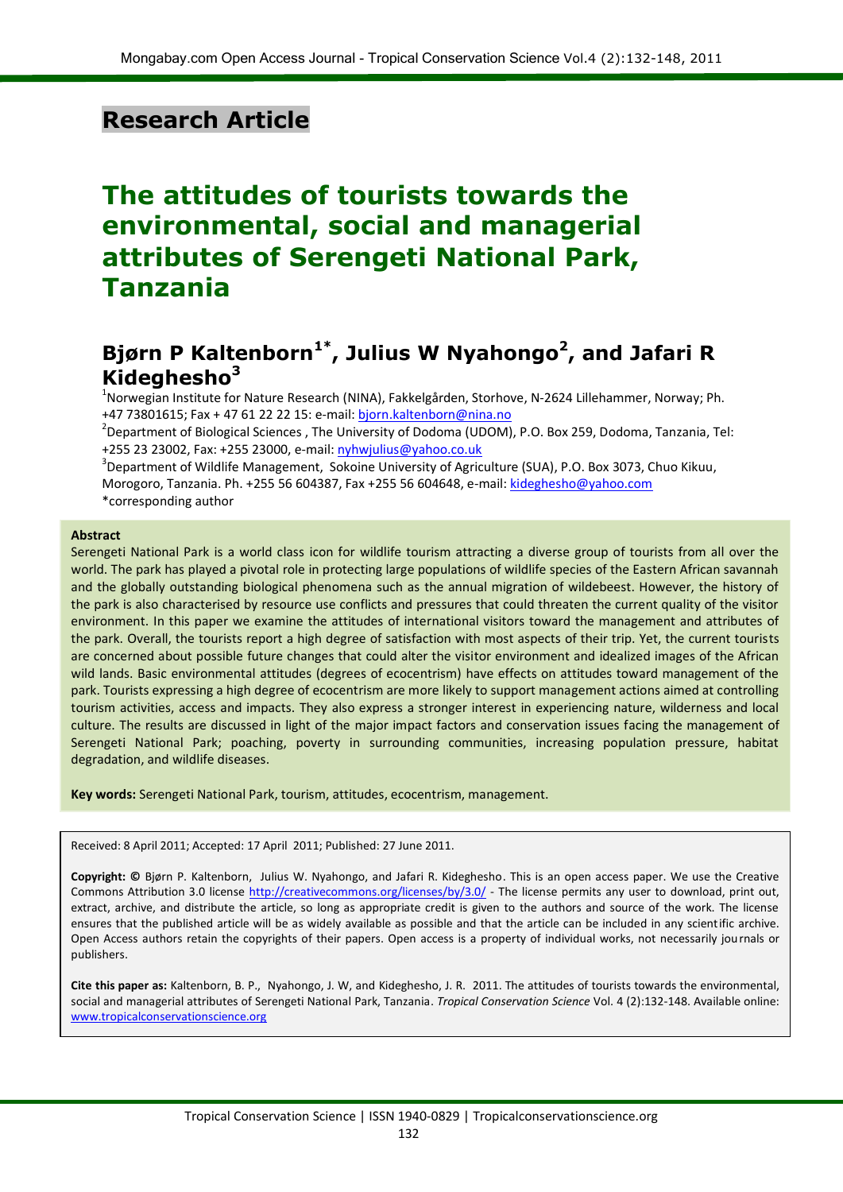## Research Article

# The attitudes of tourists towards the environmental, social and managerial attributes of Serengeti National Park, Tanzania

### Bjørn P Kaltenborn[1*], Julius W Nyahongo[2], and Jafari R Kideghesho[3]

[1]Norwegian Institute for Nature Research (NINA), Fakkelgården, Storhove, N-2624 Lillehammer, Norway; Ph. +47 73801615; Fax + 47 61 22 22 15: e-mail: bjorn.kaltenborn@nina.no

[2]Department of Biological Sciences , The University of Dodoma (UDOM), P.O. Box 259, Dodoma, Tanzania, Tel: +255 23 23002, Fax: +255 23000, e-mail: nyhwjulius@yahoo.co.uk

[3]Department of Wildlife Management, Sokoine University of Agriculture (SUA), P.O. Box 3073, Chuo Kikuu, Morogoro, Tanzania. Ph. +255 56 604387, Fax +255 56 604648, e-mail: kideghesho@yahoo.com

*corresponding author

**Abstract**

Serengeti National Park is a world class icon for wildlife tourism attracting a diverse group of tourists from all over the world. The park has played a pivotal role in protecting large populations of wildlife species of the Eastern African savannah and the globally outstanding biological phenomena such as the annual migration of wildebeest. However, the history of the park is also characterised by resource use conflicts and pressures that could threaten the current quality of the visitor environment. In this paper we examine the attitudes of international visitors toward the management and attributes of the park. Overall, the tourists report a high degree of satisfaction with most aspects of their trip. Yet, the current tourists are concerned about possible future changes that could alter the visitor environment and idealized images of the African wild lands. Basic environmental attitudes (degrees of ecocentrism) have effects on attitudes toward management of the park. Tourists expressing a high degree of ecocentrism are more likely to support management actions aimed at controlling tourism activities, access and impacts. They also express a stronger interest in experiencing nature, wilderness and local culture. The results are discussed in light of the major impact factors and conservation issues facing the management of Serengeti National Park; poaching, poverty in surrounding communities, increasing population pressure, habitat degradation, and wildlife diseases.

**Key words:** Serengeti National Park, tourism, attitudes, ecocentrism, management.

Received: 8 April 2011; Accepted: 17 April 2011; Published: 27 June 2011.

**Copyright: ©** Bjørn P. Kaltenborn, Julius W. Nyahongo, and Jafari R. Kideghesho. This is an open access paper. We use the Creative Commons Attribution 3.0 license http://creativecommons.org/licenses/by/3.0/ - The license permits any user to download, print out, extract, archive, and distribute the article, so long as appropriate credit is given to the authors and source of the work. The license ensures that the published article will be as widely available as possible and that the article can be included in any scientific archive. Open Access authors retain the copyrights of their papers. Open access is a property of individual works, not necessarily journals or publishers.

**Cite this paper as:** Kaltenborn, B. P., Nyahongo, J. W, and Kideghesho, J. R. 2011. The attitudes of tourists towards the environmental, social and managerial attributes of Serengeti National Park, Tanzania. *Tropical Conservation Science* Vol. 4 (2):132-148. Available online: www.tropicalconservationscience.org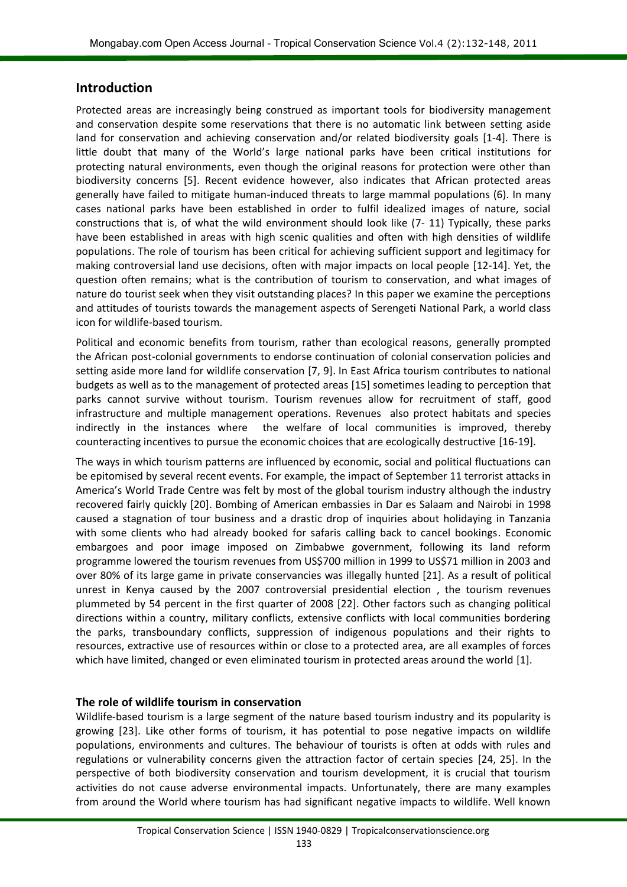## Introduction

Protected areas are increasingly being construed as important tools for biodiversity management and conservation despite some reservations that there is no automatic link between setting aside land for conservation and achieving conservation and/or related biodiversity goals [1-4]. There is little doubt that many of the World's large national parks have been critical institutions for protecting natural environments, even though the original reasons for protection were other than biodiversity concerns [5]. Recent evidence however, also indicates that African protected areas generally have failed to mitigate human-induced threats to large mammal populations (6). In many cases national parks have been established in order to fulfil idealized images of nature, social constructions that is, of what the wild environment should look like (7- 11) Typically, these parks have been established in areas with high scenic qualities and often with high densities of wildlife populations. The role of tourism has been critical for achieving sufficient support and legitimacy for making controversial land use decisions, often with major impacts on local people [12-14]. Yet, the question often remains; what is the contribution of tourism to conservation, and what images of nature do tourist seek when they visit outstanding places? In this paper we examine the perceptions and attitudes of tourists towards the management aspects of Serengeti National Park, a world class icon for wildlife-based tourism.

Political and economic benefits from tourism, rather than ecological reasons, generally prompted the African post-colonial governments to endorse continuation of colonial conservation policies and setting aside more land for wildlife conservation [7, 9]. In East Africa tourism contributes to national budgets as well as to the management of protected areas [15] sometimes leading to perception that parks cannot survive without tourism. Tourism revenues allow for recruitment of staff, good infrastructure and multiple management operations. Revenues also protect habitats and species indirectly in the instances where the welfare of local communities is improved, thereby counteracting incentives to pursue the economic choices that are ecologically destructive [16-19].

The ways in which tourism patterns are influenced by economic, social and political fluctuations can be epitomised by several recent events. For example, the impact of September 11 terrorist attacks in America's World Trade Centre was felt by most of the global tourism industry although the industry recovered fairly quickly [20]. Bombing of American embassies in Dar es Salaam and Nairobi in 1998 caused a stagnation of tour business and a drastic drop of inquiries about holidaying in Tanzania with some clients who had already booked for safaris calling back to cancel bookings. Economic embargoes and poor image imposed on Zimbabwe government, following its land reform programme lowered the tourism revenues from US$700 million in 1999 to US$71 million in 2003 and over 80% of its large game in private conservancies was illegally hunted [21]. As a result of political unrest in Kenya caused by the 2007 controversial presidential election , the tourism revenues plummeted by 54 percent in the first quarter of 2008 [22]. Other factors such as changing political directions within a country, military conflicts, extensive conflicts with local communities bordering the parks, transboundary conflicts, suppression of indigenous populations and their rights to resources, extractive use of resources within or close to a protected area, are all examples of forces which have limited, changed or even eliminated tourism in protected areas around the world [1].

### The role of wildlife tourism in conservation

Wildlife-based tourism is a large segment of the nature based tourism industry and its popularity is growing [23]. Like other forms of tourism, it has potential to pose negative impacts on wildlife populations, environments and cultures. The behaviour of tourists is often at odds with rules and regulations or vulnerability concerns given the attraction factor of certain species [24, 25]. In the perspective of both biodiversity conservation and tourism development, it is crucial that tourism activities do not cause adverse environmental impacts. Unfortunately, there are many examples from around the World where tourism has had significant negative impacts to wildlife. Well known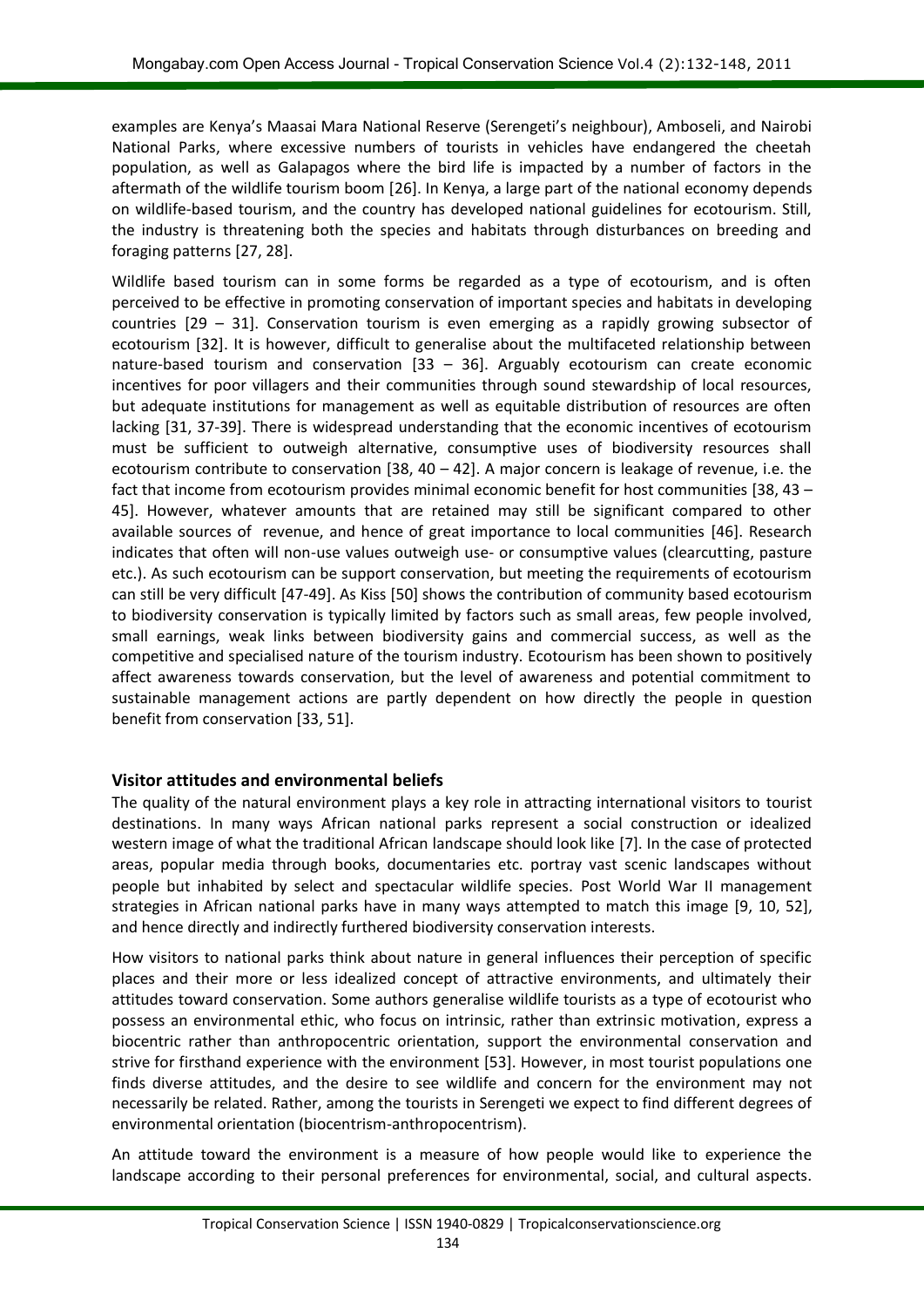examples are Kenya's Maasai Mara National Reserve (Serengeti's neighbour), Amboseli, and Nairobi National Parks, where excessive numbers of tourists in vehicles have endangered the cheetah population, as well as Galapagos where the bird life is impacted by a number of factors in the aftermath of the wildlife tourism boom [26]. In Kenya, a large part of the national economy depends on wildlife-based tourism, and the country has developed national guidelines for ecotourism. Still, the industry is threatening both the species and habitats through disturbances on breeding and foraging patterns [27, 28].

Wildlife based tourism can in some forms be regarded as a type of ecotourism, and is often perceived to be effective in promoting conservation of important species and habitats in developing countries [29 – 31]. Conservation tourism is even emerging as a rapidly growing subsector of ecotourism [32]. It is however, difficult to generalise about the multifaceted relationship between nature-based tourism and conservation [33 – 36]. Arguably ecotourism can create economic incentives for poor villagers and their communities through sound stewardship of local resources, but adequate institutions for management as well as equitable distribution of resources are often lacking [31, 37-39]. There is widespread understanding that the economic incentives of ecotourism must be sufficient to outweigh alternative, consumptive uses of biodiversity resources shall ecotourism contribute to conservation [38, 40 – 42]. A major concern is leakage of revenue, i.e. the fact that income from ecotourism provides minimal economic benefit for host communities [38, 43 – 45]. However, whatever amounts that are retained may still be significant compared to other available sources of revenue, and hence of great importance to local communities [46]. Research indicates that often will non-use values outweigh use- or consumptive values (clearcutting, pasture etc.). As such ecotourism can be support conservation, but meeting the requirements of ecotourism can still be very difficult [47-49]. As Kiss [50] shows the contribution of community based ecotourism to biodiversity conservation is typically limited by factors such as small areas, few people involved, small earnings, weak links between biodiversity gains and commercial success, as well as the competitive and specialised nature of the tourism industry. Ecotourism has been shown to positively affect awareness towards conservation, but the level of awareness and potential commitment to sustainable management actions are partly dependent on how directly the people in question benefit from conservation [33, 51].

## Visitor attitudes and environmental beliefs

The quality of the natural environment plays a key role in attracting international visitors to tourist destinations. In many ways African national parks represent a social construction or idealized western image of what the traditional African landscape should look like [7]. In the case of protected areas, popular media through books, documentaries etc. portray vast scenic landscapes without people but inhabited by select and spectacular wildlife species. Post World War II management strategies in African national parks have in many ways attempted to match this image [9, 10, 52], and hence directly and indirectly furthered biodiversity conservation interests.

How visitors to national parks think about nature in general influences their perception of specific places and their more or less idealized concept of attractive environments, and ultimately their attitudes toward conservation. Some authors generalise wildlife tourists as a type of ecotourist who possess an environmental ethic, who focus on intrinsic, rather than extrinsic motivation, express a biocentric rather than anthropocentric orientation, support the environmental conservation and strive for firsthand experience with the environment [53]. However, in most tourist populations one finds diverse attitudes, and the desire to see wildlife and concern for the environment may not necessarily be related. Rather, among the tourists in Serengeti we expect to find different degrees of environmental orientation (biocentrism-anthropocentrism).

An attitude toward the environment is a measure of how people would like to experience the landscape according to their personal preferences for environmental, social, and cultural aspects.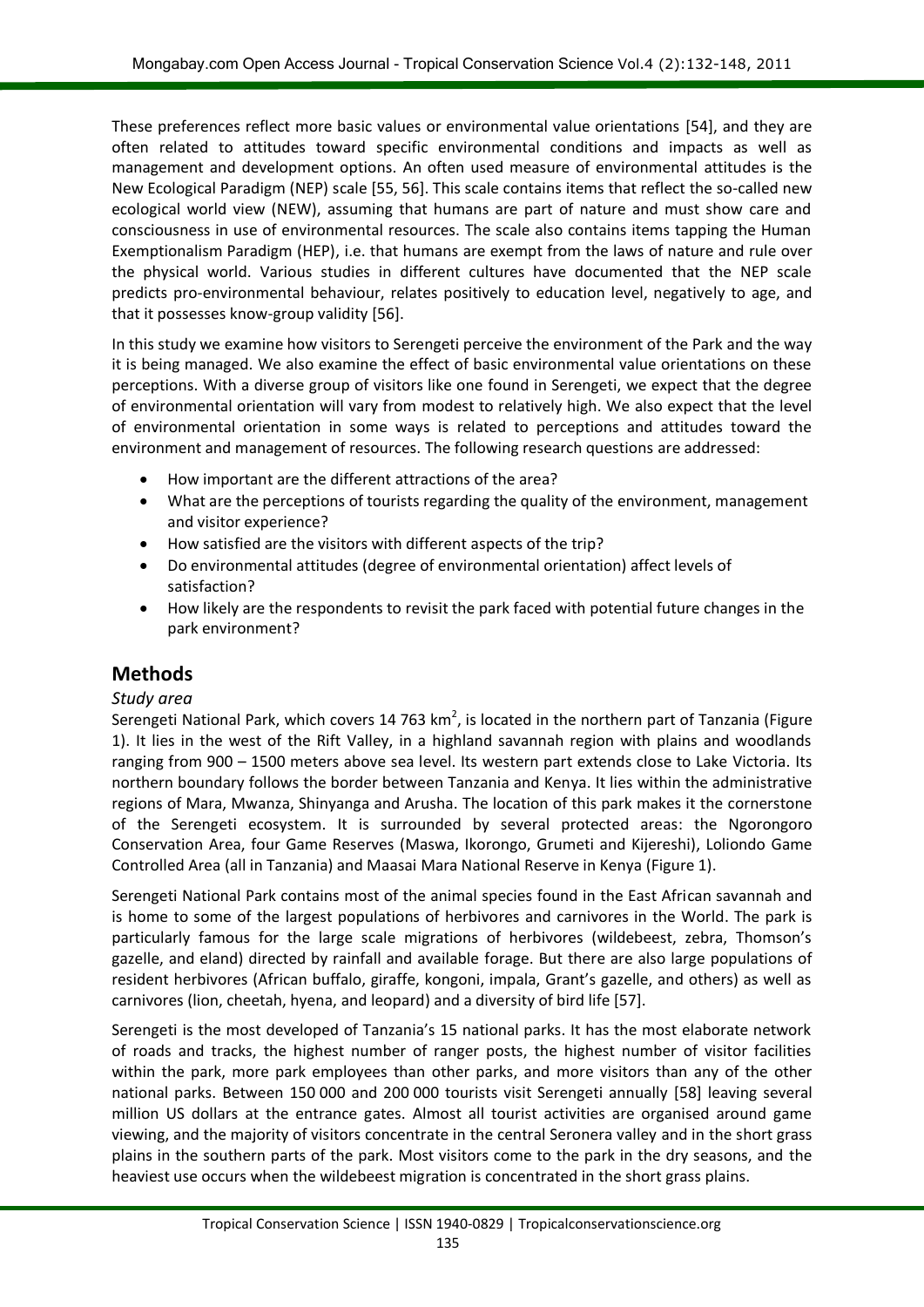These preferences reflect more basic values or environmental value orientations [54], and they are often related to attitudes toward specific environmental conditions and impacts as well as management and development options. An often used measure of environmental attitudes is the New Ecological Paradigm (NEP) scale [55, 56]. This scale contains items that reflect the so-called new ecological world view (NEW), assuming that humans are part of nature and must show care and consciousness in use of environmental resources. The scale also contains items tapping the Human Exemptionalism Paradigm (HEP), i.e. that humans are exempt from the laws of nature and rule over the physical world. Various studies in different cultures have documented that the NEP scale predicts pro-environmental behaviour, relates positively to education level, negatively to age, and that it possesses know-group validity [56].

In this study we examine how visitors to Serengeti perceive the environment of the Park and the way it is being managed. We also examine the effect of basic environmental value orientations on these perceptions. With a diverse group of visitors like one found in Serengeti, we expect that the degree of environmental orientation will vary from modest to relatively high. We also expect that the level of environmental orientation in some ways is related to perceptions and attitudes toward the environment and management of resources. The following research questions are addressed:

- How important are the different attractions of the area?
- What are the perceptions of tourists regarding the quality of the environment, management and visitor experience?
- How satisfied are the visitors with different aspects of the trip?
- Do environmental attitudes (degree of environmental orientation) affect levels of satisfaction?
- How likely are the respondents to revisit the park faced with potential future changes in the park environment?

## Methods

### *Study area*

Serengeti National Park, which covers 14 763 km$^2$, is located in the northern part of Tanzania (Figure 1). It lies in the west of the Rift Valley, in a highland savannah region with plains and woodlands ranging from 900 – 1500 meters above sea level. Its western part extends close to Lake Victoria. Its northern boundary follows the border between Tanzania and Kenya. It lies within the administrative regions of Mara, Mwanza, Shinyanga and Arusha. The location of this park makes it the cornerstone of the Serengeti ecosystem. It is surrounded by several protected areas: the Ngorongoro Conservation Area, four Game Reserves (Maswa, Ikorongo, Grumeti and Kijereshi), Loliondo Game Controlled Area (all in Tanzania) and Maasai Mara National Reserve in Kenya (Figure 1).

Serengeti National Park contains most of the animal species found in the East African savannah and is home to some of the largest populations of herbivores and carnivores in the World. The park is particularly famous for the large scale migrations of herbivores (wildebeest, zebra, Thomson's gazelle, and eland) directed by rainfall and available forage. But there are also large populations of resident herbivores (African buffalo, giraffe, kongoni, impala, Grant's gazelle, and others) as well as carnivores (lion, cheetah, hyena, and leopard) and a diversity of bird life [57].

Serengeti is the most developed of Tanzania's 15 national parks. It has the most elaborate network of roads and tracks, the highest number of ranger posts, the highest number of visitor facilities within the park, more park employees than other parks, and more visitors than any of the other national parks. Between 150 000 and 200 000 tourists visit Serengeti annually [58] leaving several million US dollars at the entrance gates. Almost all tourist activities are organised around game viewing, and the majority of visitors concentrate in the central Seronera valley and in the short grass plains in the southern parts of the park. Most visitors come to the park in the dry seasons, and the heaviest use occurs when the wildebeest migration is concentrated in the short grass plains.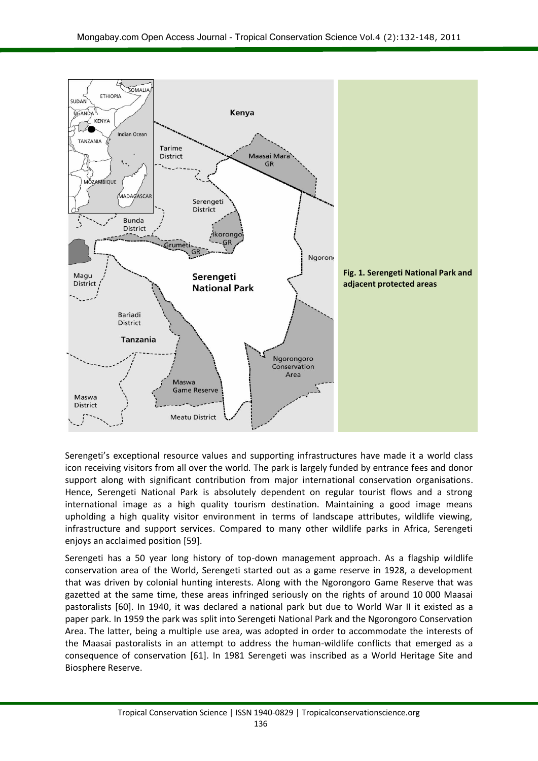**Fig. 1. Serengeti National Park and adjacent protected areas**

Serengeti's exceptional resource values and supporting infrastructures have made it a world class icon receiving visitors from all over the world. The park is largely funded by entrance fees and donor support along with significant contribution from major international conservation organisations. Hence, Serengeti National Park is absolutely dependent on regular tourist flows and a strong international image as a high quality tourism destination. Maintaining a good image means upholding a high quality visitor environment in terms of landscape attributes, wildlife viewing, infrastructure and support services. Compared to many other wildlife parks in Africa, Serengeti enjoys an acclaimed position [59].

Serengeti has a 50 year long history of top-down management approach. As a flagship wildlife conservation area of the World, Serengeti started out as a game reserve in 1928, a development that was driven by colonial hunting interests. Along with the Ngorongoro Game Reserve that was gazetted at the same time, these areas infringed seriously on the rights of around 10 000 Maasai pastoralists [60]. In 1940, it was declared a national park but due to World War II it existed as a paper park. In 1959 the park was split into Serengeti National Park and the Ngorongoro Conservation Area. The latter, being a multiple use area, was adopted in order to accommodate the interests of the Maasai pastoralists in an attempt to address the human-wildlife conflicts that emerged as a consequence of conservation [61]. In 1981 Serengeti was inscribed as a World Heritage Site and Biosphere Reserve.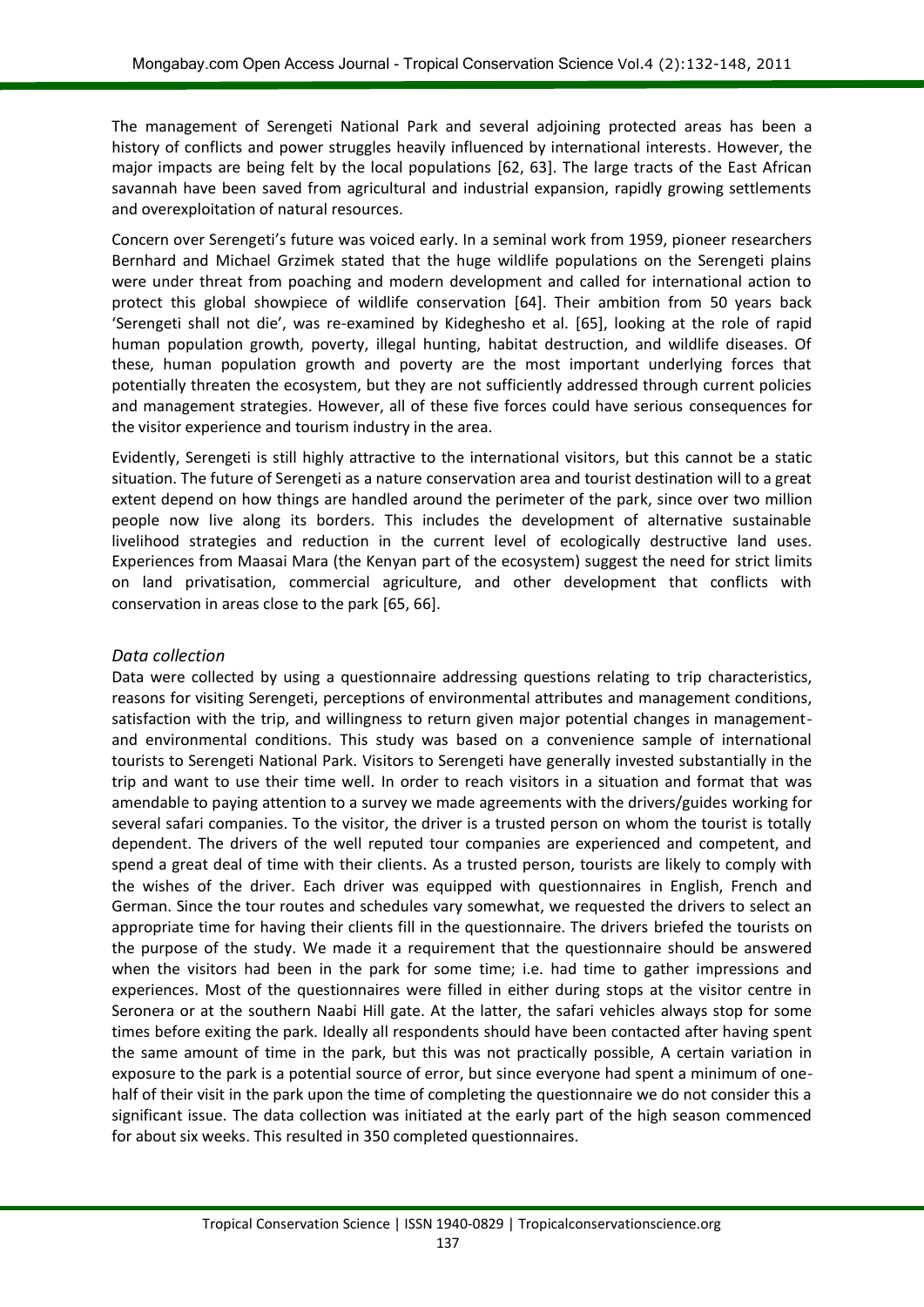The management of Serengeti National Park and several adjoining protected areas has been a history of conflicts and power struggles heavily influenced by international interests. However, the major impacts are being felt by the local populations [62, 63]. The large tracts of the East African savannah have been saved from agricultural and industrial expansion, rapidly growing settlements and overexploitation of natural resources.

Concern over Serengeti's future was voiced early. In a seminal work from 1959, pioneer researchers Bernhard and Michael Grzimek stated that the huge wildlife populations on the Serengeti plains were under threat from poaching and modern development and called for international action to protect this global showpiece of wildlife conservation [64]. Their ambition from 50 years back 'Serengeti shall not die', was re-examined by Kideghesho et al. [65], looking at the role of rapid human population growth, poverty, illegal hunting, habitat destruction, and wildlife diseases. Of these, human population growth and poverty are the most important underlying forces that potentially threaten the ecosystem, but they are not sufficiently addressed through current policies and management strategies. However, all of these five forces could have serious consequences for the visitor experience and tourism industry in the area.

Evidently, Serengeti is still highly attractive to the international visitors, but this cannot be a static situation. The future of Serengeti as a nature conservation area and tourist destination will to a great extent depend on how things are handled around the perimeter of the park, since over two million people now live along its borders. This includes the development of alternative sustainable livelihood strategies and reduction in the current level of ecologically destructive land uses. Experiences from Maasai Mara (the Kenyan part of the ecosystem) suggest the need for strict limits on land privatisation, commercial agriculture, and other development that conflicts with conservation in areas close to the park [65, 66].

### *Data collection*

Data were collected by using a questionnaire addressing questions relating to trip characteristics, reasons for visiting Serengeti, perceptions of environmental attributes and management conditions, satisfaction with the trip, and willingness to return given major potential changes in management- and environmental conditions. This study was based on a convenience sample of international tourists to Serengeti National Park. Visitors to Serengeti have generally invested substantially in the trip and want to use their time well. In order to reach visitors in a situation and format that was amendable to paying attention to a survey we made agreements with the drivers/guides working for several safari companies. To the visitor, the driver is a trusted person on whom the tourist is totally dependent. The drivers of the well reputed tour companies are experienced and competent, and spend a great deal of time with their clients. As a trusted person, tourists are likely to comply with the wishes of the driver. Each driver was equipped with questionnaires in English, French and German. Since the tour routes and schedules vary somewhat, we requested the drivers to select an appropriate time for having their clients fill in the questionnaire. The drivers briefed the tourists on the purpose of the study. We made it a requirement that the questionnaire should be answered when the visitors had been in the park for some time; i.e. had time to gather impressions and experiences. Most of the questionnaires were filled in either during stops at the visitor centre in Seronera or at the southern Naabi Hill gate. At the latter, the safari vehicles always stop for some times before exiting the park. Ideally all respondents should have been contacted after having spent the same amount of time in the park, but this was not practically possible, A certain variation in exposure to the park is a potential source of error, but since everyone had spent a minimum of one-half of their visit in the park upon the time of completing the questionnaire we do not consider this a significant issue. The data collection was initiated at the early part of the high season commenced for about six weeks. This resulted in 350 completed questionnaires.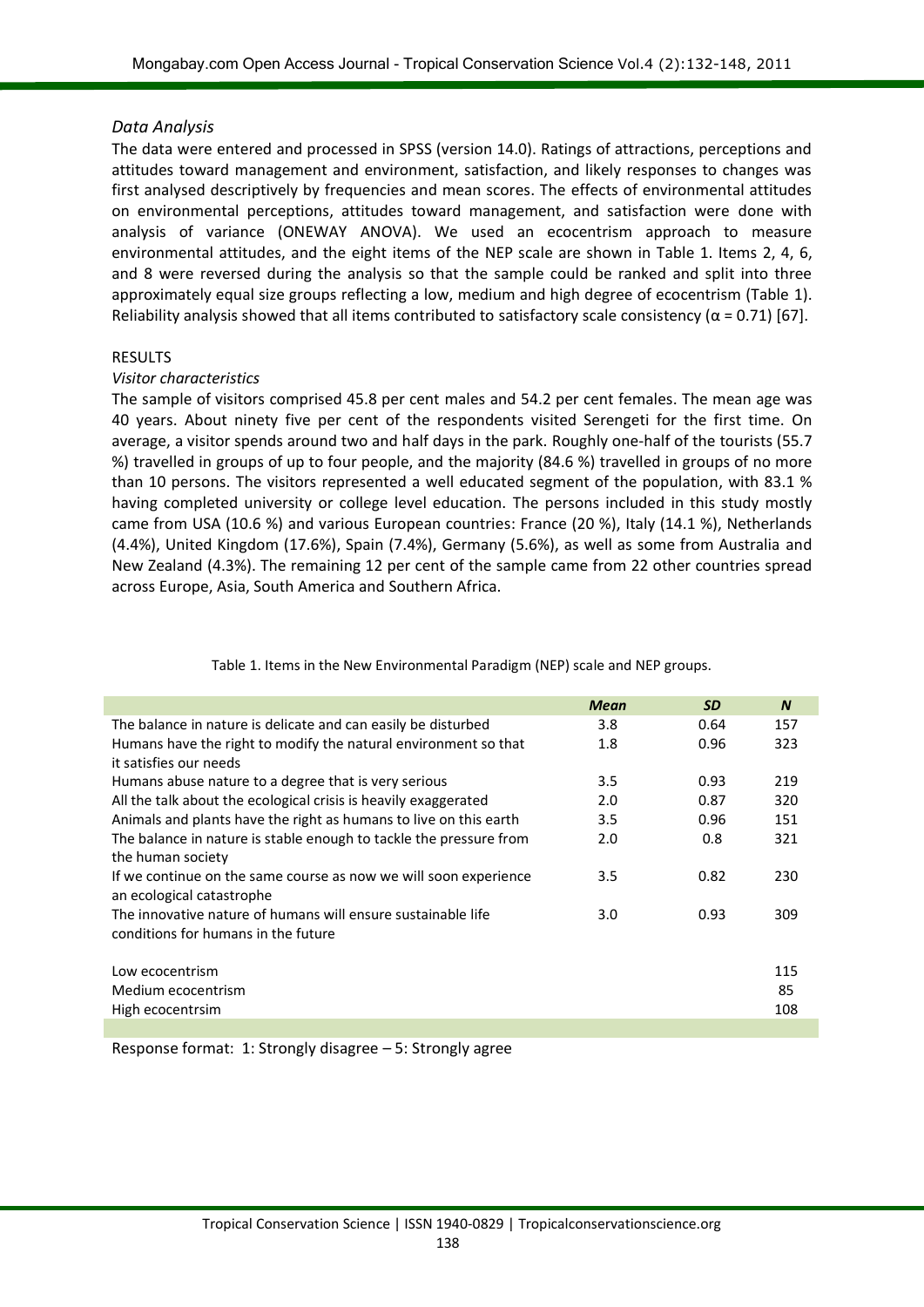*Data Analysis*

The data were entered and processed in SPSS (version 14.0). Ratings of attractions, perceptions and attitudes toward management and environment, satisfaction, and likely responses to changes was first analysed descriptively by frequencies and mean scores. The effects of environmental attitudes on environmental perceptions, attitudes toward management, and satisfaction were done with analysis of variance (ONEWAY ANOVA). We used an ecocentrism approach to measure environmental attitudes, and the eight items of the NEP scale are shown in Table 1. Items 2, 4, 6, and 8 were reversed during the analysis so that the sample could be ranked and split into three approximately equal size groups reflecting a low, medium and high degree of ecocentrism (Table 1). Reliability analysis showed that all items contributed to satisfactory scale consistency ($\alpha = 0.71$) [67].

## RESULTS

*Visitor characteristics*

The sample of visitors comprised 45.8 per cent males and 54.2 per cent females. The mean age was 40 years. About ninety five per cent of the respondents visited Serengeti for the first time. On average, a visitor spends around two and half days in the park. Roughly one-half of the tourists (55.7 %) travelled in groups of up to four people, and the majority (84.6 %) travelled in groups of no more than 10 persons. The visitors represented a well educated segment of the population, with 83.1 % having completed university or college level education. The persons included in this study mostly came from USA (10.6 %) and various European countries: France (20 %), Italy (14.1 %), Netherlands (4.4%), United Kingdom (17.6%), Spain (7.4%), Germany (5.6%), as well as some from Australia and New Zealand (4.3%). The remaining 12 per cent of the sample came from 22 other countries spread across Europe, Asia, South America and Southern Africa.

Table 1. Items in the New Environmental Paradigm (NEP) scale and NEP groups.

| | ***Mean*** | ***SD*** | ***N*** |
|---|---|---|---|
| The balance in nature is delicate and can easily be disturbed | 3.8 | 0.64 | 157 |
| Humans have the right to modify the natural environment so that it satisfies our needs | 1.8 | 0.96 | 323 |
| Humans abuse nature to a degree that is very serious | 3.5 | 0.93 | 219 |
| All the talk about the ecological crisis is heavily exaggerated | 2.0 | 0.87 | 320 |
| Animals and plants have the right as humans to live on this earth | 3.5 | 0.96 | 151 |
| The balance in nature is stable enough to tackle the pressure from the human society | 2.0 | 0.8 | 321 |
| If we continue on the same course as now we will soon experience an ecological catastrophe | 3.5 | 0.82 | 230 |
| The innovative nature of humans will ensure sustainable life conditions for humans in the future | 3.0 | 0.93 | 309 |
| Low ecocentrism | | | 115 |
| Medium ecocentrism | | | 85 |
| High ecocentrsim | | | 108 |

Response format: 1: Strongly disagree – 5: Strongly agree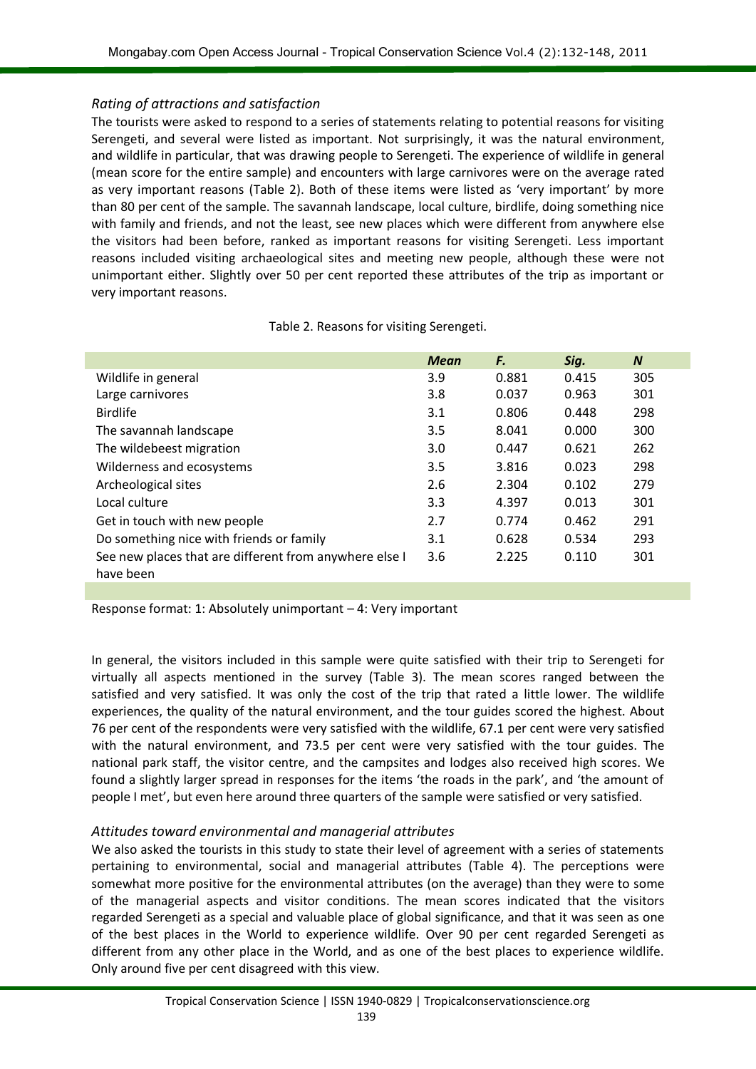*Rating of attractions and satisfaction*

The tourists were asked to respond to a series of statements relating to potential reasons for visiting Serengeti, and several were listed as important. Not surprisingly, it was the natural environment, and wildlife in particular, that was drawing people to Serengeti. The experience of wildlife in general (mean score for the entire sample) and encounters with large carnivores were on the average rated as very important reasons (Table 2). Both of these items were listed as 'very important' by more than 80 per cent of the sample. The savannah landscape, local culture, birdlife, doing something nice with family and friends, and not the least, see new places which were different from anywhere else the visitors had been before, ranked as important reasons for visiting Serengeti. Less important reasons included visiting archaeological sites and meeting new people, although these were not unimportant either. Slightly over 50 per cent reported these attributes of the trip as important or very important reasons.

Table 2. Reasons for visiting Serengeti.

| | *Mean* | *F.* | *Sig.* | *N* |
|---|---|---|---|---|
| Wildlife in general | 3.9 | 0.881 | 0.415 | 305 |
| Large carnivores | 3.8 | 0.037 | 0.963 | 301 |
| Birdlife | 3.1 | 0.806 | 0.448 | 298 |
| The savannah landscape | 3.5 | 8.041 | 0.000 | 300 |
| The wildebeest migration | 3.0 | 0.447 | 0.621 | 262 |
| Wilderness and ecosystems | 3.5 | 3.816 | 0.023 | 298 |
| Archeological sites | 2.6 | 2.304 | 0.102 | 279 |
| Local culture | 3.3 | 4.397 | 0.013 | 301 |
| Get in touch with new people | 2.7 | 0.774 | 0.462 | 291 |
| Do something nice with friends or family | 3.1 | 0.628 | 0.534 | 293 |
| See new places that are different from anywhere else I have been | 3.6 | 2.225 | 0.110 | 301 |

Response format: 1: Absolutely unimportant – 4: Very important

In general, the visitors included in this sample were quite satisfied with their trip to Serengeti for virtually all aspects mentioned in the survey (Table 3). The mean scores ranged between the satisfied and very satisfied. It was only the cost of the trip that rated a little lower. The wildlife experiences, the quality of the natural environment, and the tour guides scored the highest. About 76 per cent of the respondents were very satisfied with the wildlife, 67.1 per cent were very satisfied with the natural environment, and 73.5 per cent were very satisfied with the tour guides. The national park staff, the visitor centre, and the campsites and lodges also received high scores. We found a slightly larger spread in responses for the items 'the roads in the park', and 'the amount of people I met', but even here around three quarters of the sample were satisfied or very satisfied.

*Attitudes toward environmental and managerial attributes*

We also asked the tourists in this study to state their level of agreement with a series of statements pertaining to environmental, social and managerial attributes (Table 4). The perceptions were somewhat more positive for the environmental attributes (on the average) than they were to some of the managerial aspects and visitor conditions. The mean scores indicated that the visitors regarded Serengeti as a special and valuable place of global significance, and that it was seen as one of the best places in the World to experience wildlife. Over 90 per cent regarded Serengeti as different from any other place in the World, and as one of the best places to experience wildlife. Only around five per cent disagreed with this view.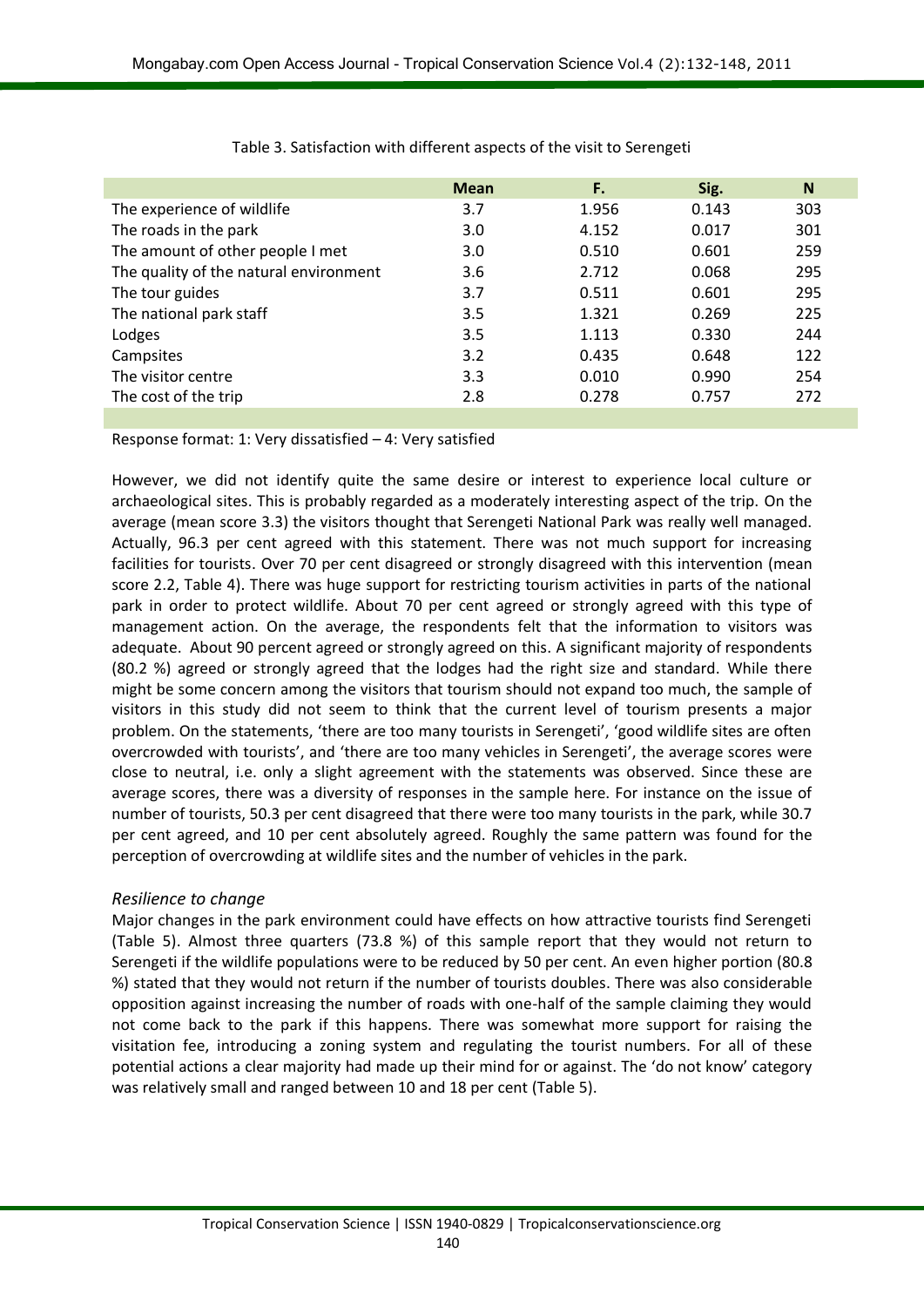Table 3. Satisfaction with different aspects of the visit to Serengeti

| | Mean | F. | Sig. | N |
|---|---|---|---|---|
| The experience of wildlife | 3.7 | 1.956 | 0.143 | 303 |
| The roads in the park | 3.0 | 4.152 | 0.017 | 301 |
| The amount of other people I met | 3.0 | 0.510 | 0.601 | 259 |
| The quality of the natural environment | 3.6 | 2.712 | 0.068 | 295 |
| The tour guides | 3.7 | 0.511 | 0.601 | 295 |
| The national park staff | 3.5 | 1.321 | 0.269 | 225 |
| Lodges | 3.5 | 1.113 | 0.330 | 244 |
| Campsites | 3.2 | 0.435 | 0.648 | 122 |
| The visitor centre | 3.3 | 0.010 | 0.990 | 254 |
| The cost of the trip | 2.8 | 0.278 | 0.757 | 272 |

Response format: 1: Very dissatisfied – 4: Very satisfied

However, we did not identify quite the same desire or interest to experience local culture or archaeological sites. This is probably regarded as a moderately interesting aspect of the trip. On the average (mean score 3.3) the visitors thought that Serengeti National Park was really well managed. Actually, 96.3 per cent agreed with this statement. There was not much support for increasing facilities for tourists. Over 70 per cent disagreed or strongly disagreed with this intervention (mean score 2.2, Table 4). There was huge support for restricting tourism activities in parts of the national park in order to protect wildlife. About 70 per cent agreed or strongly agreed with this type of management action. On the average, the respondents felt that the information to visitors was adequate. About 90 percent agreed or strongly agreed on this. A significant majority of respondents (80.2 %) agreed or strongly agreed that the lodges had the right size and standard. While there might be some concern among the visitors that tourism should not expand too much, the sample of visitors in this study did not seem to think that the current level of tourism presents a major problem. On the statements, 'there are too many tourists in Serengeti', 'good wildlife sites are often overcrowded with tourists', and 'there are too many vehicles in Serengeti', the average scores were close to neutral, i.e. only a slight agreement with the statements was observed. Since these are average scores, there was a diversity of responses in the sample here. For instance on the issue of number of tourists, 50.3 per cent disagreed that there were too many tourists in the park, while 30.7 per cent agreed, and 10 per cent absolutely agreed. Roughly the same pattern was found for the perception of overcrowding at wildlife sites and the number of vehicles in the park.

### *Resilience to change*

Major changes in the park environment could have effects on how attractive tourists find Serengeti (Table 5). Almost three quarters (73.8 %) of this sample report that they would not return to Serengeti if the wildlife populations were to be reduced by 50 per cent. An even higher portion (80.8 %) stated that they would not return if the number of tourists doubles. There was also considerable opposition against increasing the number of roads with one-half of the sample claiming they would not come back to the park if this happens. There was somewhat more support for raising the visitation fee, introducing a zoning system and regulating the tourist numbers. For all of these potential actions a clear majority had made up their mind for or against. The 'do not know' category was relatively small and ranged between 10 and 18 per cent (Table 5).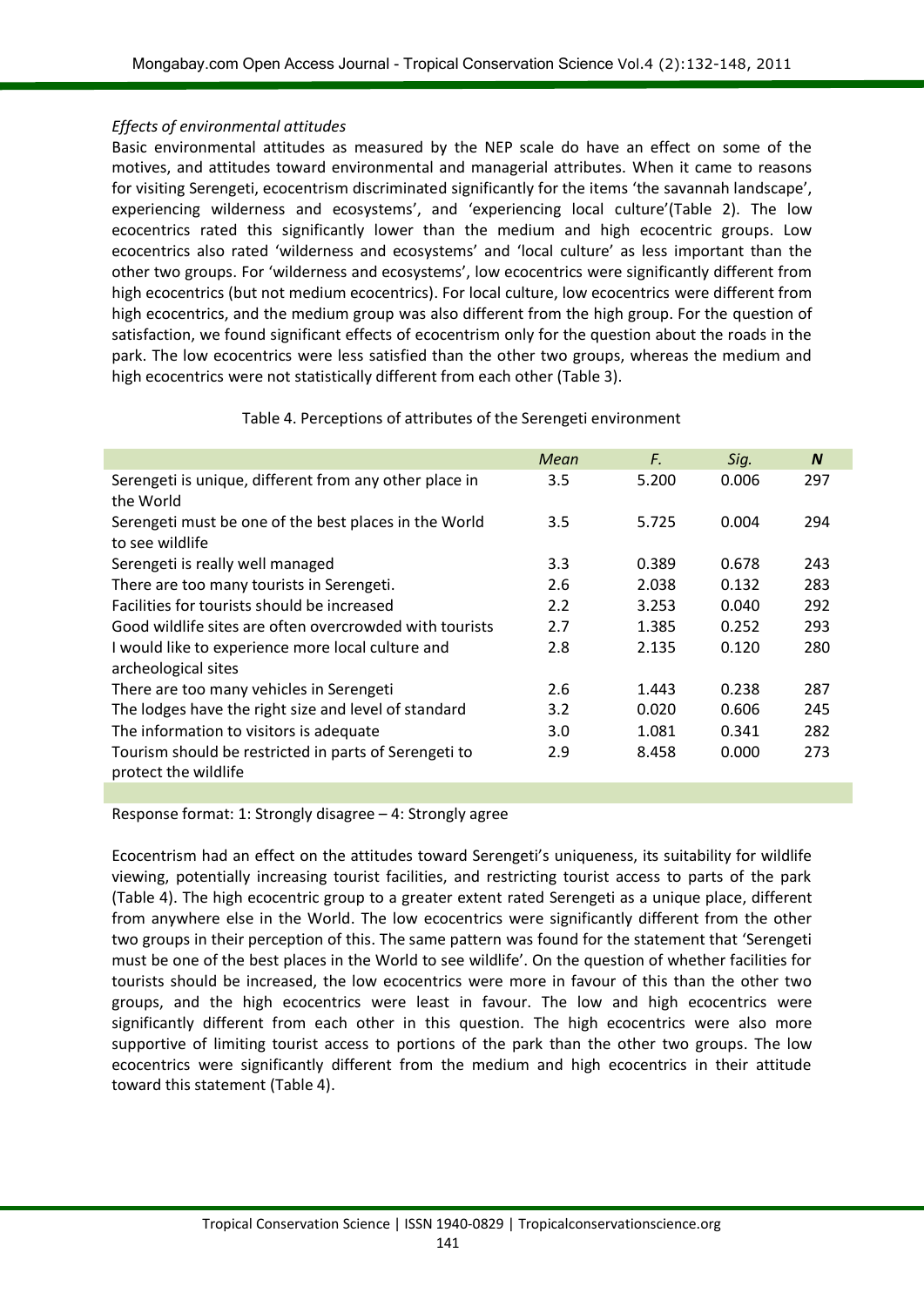*Effects of environmental attitudes*

Basic environmental attitudes as measured by the NEP scale do have an effect on some of the motives, and attitudes toward environmental and managerial attributes. When it came to reasons for visiting Serengeti, ecocentrism discriminated significantly for the items 'the savannah landscape', experiencing wilderness and ecosystems', and 'experiencing local culture'(Table 2). The low ecocentrics rated this significantly lower than the medium and high ecocentric groups. Low ecocentrics also rated 'wilderness and ecosystems' and 'local culture' as less important than the other two groups. For 'wilderness and ecosystems', low ecocentrics were significantly different from high ecocentrics (but not medium ecocentrics). For local culture, low ecocentrics were different from high ecocentrics, and the medium group was also different from the high group. For the question of satisfaction, we found significant effects of ecocentrism only for the question about the roads in the park. The low ecocentrics were less satisfied than the other two groups, whereas the medium and high ecocentrics were not statistically different from each other (Table 3).

Table 4. Perceptions of attributes of the Serengeti environment

| | *Mean* | *F.* | *Sig.* | ***N*** |
|---|---|---|---|---|
| Serengeti is unique, different from any other place in the World | 3.5 | 5.200 | 0.006 | 297 |
| Serengeti must be one of the best places in the World to see wildlife | 3.5 | 5.725 | 0.004 | 294 |
| Serengeti is really well managed | 3.3 | 0.389 | 0.678 | 243 |
| There are too many tourists in Serengeti. | 2.6 | 2.038 | 0.132 | 283 |
| Facilities for tourists should be increased | 2.2 | 3.253 | 0.040 | 292 |
| Good wildlife sites are often overcrowded with tourists | 2.7 | 1.385 | 0.252 | 293 |
| I would like to experience more local culture and archeological sites | 2.8 | 2.135 | 0.120 | 280 |
| There are too many vehicles in Serengeti | 2.6 | 1.443 | 0.238 | 287 |
| The lodges have the right size and level of standard | 3.2 | 0.020 | 0.606 | 245 |
| The information to visitors is adequate | 3.0 | 1.081 | 0.341 | 282 |
| Tourism should be restricted in parts of Serengeti to protect the wildlife | 2.9 | 8.458 | 0.000 | 273 |

Response format: 1: Strongly disagree – 4: Strongly agree

Ecocentrism had an effect on the attitudes toward Serengeti's uniqueness, its suitability for wildlife viewing, potentially increasing tourist facilities, and restricting tourist access to parts of the park (Table 4). The high ecocentric group to a greater extent rated Serengeti as a unique place, different from anywhere else in the World. The low ecocentrics were significantly different from the other two groups in their perception of this. The same pattern was found for the statement that 'Serengeti must be one of the best places in the World to see wildlife'. On the question of whether facilities for tourists should be increased, the low ecocentrics were more in favour of this than the other two groups, and the high ecocentrics were least in favour. The low and high ecocentrics were significantly different from each other in this question. The high ecocentrics were also more supportive of limiting tourist access to portions of the park than the other two groups. The low ecocentrics were significantly different from the medium and high ecocentrics in their attitude toward this statement (Table 4).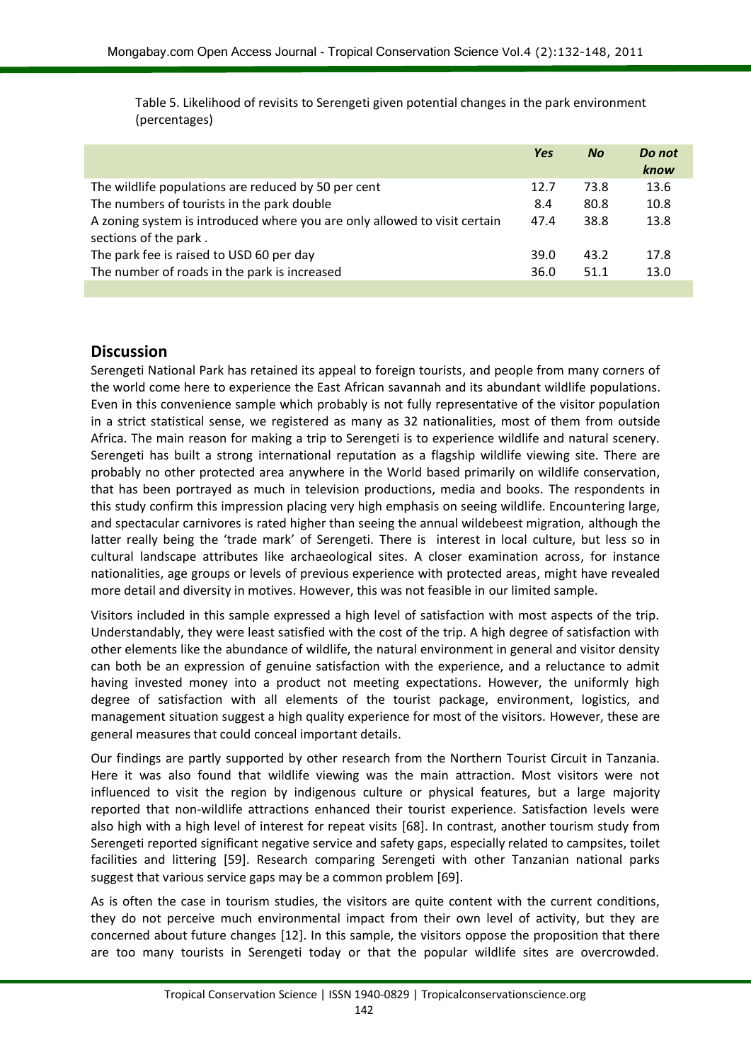Table 5. Likelihood of revisits to Serengeti given potential changes in the park environment (percentages)

| | *Yes* | *No* | *Do not know* |
|---|---|---|---|
| The wildlife populations are reduced by 50 per cent | 12.7 | 73.8 | 13.6 |
| The numbers of tourists in the park double | 8.4 | 80.8 | 10.8 |
| A zoning system is introduced where you are only allowed to visit certain sections of the park . | 47.4 | 38.8 | 13.8 |
| The park fee is raised to USD 60 per day | 39.0 | 43.2 | 17.8 |
| The number of roads in the park is increased | 36.0 | 51.1 | 13.0 |

## Discussion

Serengeti National Park has retained its appeal to foreign tourists, and people from many corners of the world come here to experience the East African savannah and its abundant wildlife populations. Even in this convenience sample which probably is not fully representative of the visitor population in a strict statistical sense, we registered as many as 32 nationalities, most of them from outside Africa. The main reason for making a trip to Serengeti is to experience wildlife and natural scenery. Serengeti has built a strong international reputation as a flagship wildlife viewing site. There are probably no other protected area anywhere in the World based primarily on wildlife conservation, that has been portrayed as much in television productions, media and books. The respondents in this study confirm this impression placing very high emphasis on seeing wildlife. Encountering large, and spectacular carnivores is rated higher than seeing the annual wildebeest migration, although the latter really being the 'trade mark' of Serengeti. There is interest in local culture, but less so in cultural landscape attributes like archaeological sites. A closer examination across, for instance nationalities, age groups or levels of previous experience with protected areas, might have revealed more detail and diversity in motives. However, this was not feasible in our limited sample.

Visitors included in this sample expressed a high level of satisfaction with most aspects of the trip. Understandably, they were least satisfied with the cost of the trip. A high degree of satisfaction with other elements like the abundance of wildlife, the natural environment in general and visitor density can both be an expression of genuine satisfaction with the experience, and a reluctance to admit having invested money into a product not meeting expectations. However, the uniformly high degree of satisfaction with all elements of the tourist package, environment, logistics, and management situation suggest a high quality experience for most of the visitors. However, these are general measures that could conceal important details.

Our findings are partly supported by other research from the Northern Tourist Circuit in Tanzania. Here it was also found that wildlife viewing was the main attraction. Most visitors were not influenced to visit the region by indigenous culture or physical features, but a large majority reported that non-wildlife attractions enhanced their tourist experience. Satisfaction levels were also high with a high level of interest for repeat visits [68]. In contrast, another tourism study from Serengeti reported significant negative service and safety gaps, especially related to campsites, toilet facilities and littering [59]. Research comparing Serengeti with other Tanzanian national parks suggest that various service gaps may be a common problem [69].

As is often the case in tourism studies, the visitors are quite content with the current conditions, they do not perceive much environmental impact from their own level of activity, but they are concerned about future changes [12]. In this sample, the visitors oppose the proposition that there are too many tourists in Serengeti today or that the popular wildlife sites are overcrowded.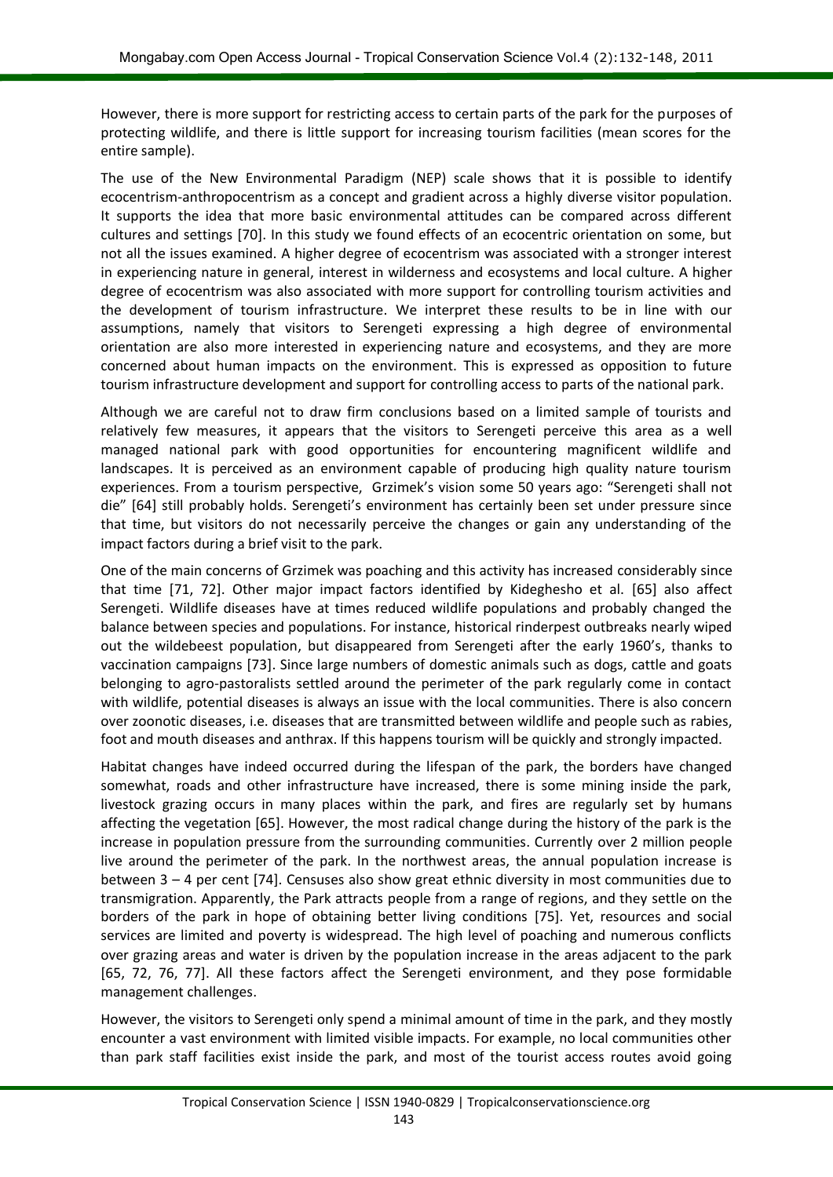However, there is more support for restricting access to certain parts of the park for the purposes of protecting wildlife, and there is little support for increasing tourism facilities (mean scores for the entire sample).

The use of the New Environmental Paradigm (NEP) scale shows that it is possible to identify ecocentrism-anthropocentrism as a concept and gradient across a highly diverse visitor population. It supports the idea that more basic environmental attitudes can be compared across different cultures and settings [70]. In this study we found effects of an ecocentric orientation on some, but not all the issues examined. A higher degree of ecocentrism was associated with a stronger interest in experiencing nature in general, interest in wilderness and ecosystems and local culture. A higher degree of ecocentrism was also associated with more support for controlling tourism activities and the development of tourism infrastructure. We interpret these results to be in line with our assumptions, namely that visitors to Serengeti expressing a high degree of environmental orientation are also more interested in experiencing nature and ecosystems, and they are more concerned about human impacts on the environment. This is expressed as opposition to future tourism infrastructure development and support for controlling access to parts of the national park.

Although we are careful not to draw firm conclusions based on a limited sample of tourists and relatively few measures, it appears that the visitors to Serengeti perceive this area as a well managed national park with good opportunities for encountering magnificent wildlife and landscapes. It is perceived as an environment capable of producing high quality nature tourism experiences. From a tourism perspective, Grzimek's vision some 50 years ago: "Serengeti shall not die" [64] still probably holds. Serengeti's environment has certainly been set under pressure since that time, but visitors do not necessarily perceive the changes or gain any understanding of the impact factors during a brief visit to the park.

One of the main concerns of Grzimek was poaching and this activity has increased considerably since that time [71, 72]. Other major impact factors identified by Kideghesho et al. [65] also affect Serengeti. Wildlife diseases have at times reduced wildlife populations and probably changed the balance between species and populations. For instance, historical rinderpest outbreaks nearly wiped out the wildebeest population, but disappeared from Serengeti after the early 1960's, thanks to vaccination campaigns [73]. Since large numbers of domestic animals such as dogs, cattle and goats belonging to agro-pastoralists settled around the perimeter of the park regularly come in contact with wildlife, potential diseases is always an issue with the local communities. There is also concern over zoonotic diseases, i.e. diseases that are transmitted between wildlife and people such as rabies, foot and mouth diseases and anthrax. If this happens tourism will be quickly and strongly impacted.

Habitat changes have indeed occurred during the lifespan of the park, the borders have changed somewhat, roads and other infrastructure have increased, there is some mining inside the park, livestock grazing occurs in many places within the park, and fires are regularly set by humans affecting the vegetation [65]. However, the most radical change during the history of the park is the increase in population pressure from the surrounding communities. Currently over 2 million people live around the perimeter of the park. In the northwest areas, the annual population increase is between 3 – 4 per cent [74]. Censuses also show great ethnic diversity in most communities due to transmigration. Apparently, the Park attracts people from a range of regions, and they settle on the borders of the park in hope of obtaining better living conditions [75]. Yet, resources and social services are limited and poverty is widespread. The high level of poaching and numerous conflicts over grazing areas and water is driven by the population increase in the areas adjacent to the park [65, 72, 76, 77]. All these factors affect the Serengeti environment, and they pose formidable management challenges.

However, the visitors to Serengeti only spend a minimal amount of time in the park, and they mostly encounter a vast environment with limited visible impacts. For example, no local communities other than park staff facilities exist inside the park, and most of the tourist access routes avoid going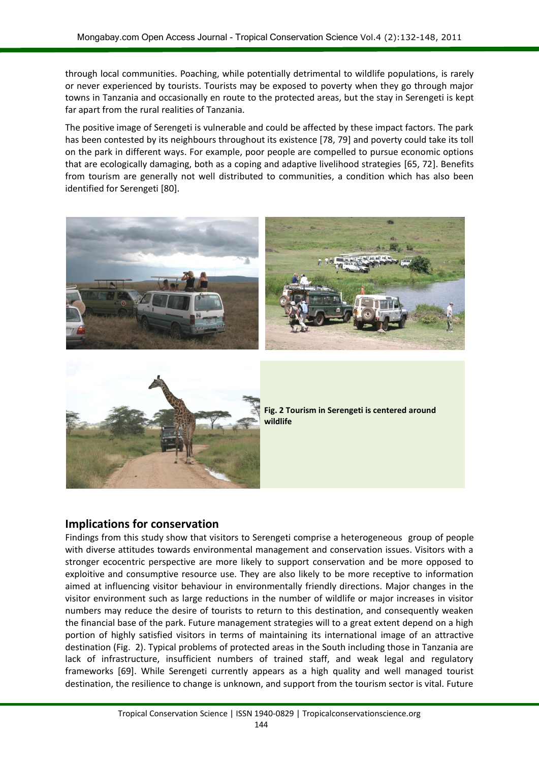through local communities. Poaching, while potentially detrimental to wildlife populations, is rarely or never experienced by tourists. Tourists may be exposed to poverty when they go through major towns in Tanzania and occasionally en route to the protected areas, but the stay in Serengeti is kept far apart from the rural realities of Tanzania.

The positive image of Serengeti is vulnerable and could be affected by these impact factors. The park has been contested by its neighbours throughout its existence [78, 79] and poverty could take its toll on the park in different ways. For example, poor people are compelled to pursue economic options that are ecologically damaging, both as a coping and adaptive livelihood strategies [65, 72]. Benefits from tourism are generally not well distributed to communities, a condition which has also been identified for Serengeti [80].

**Fig. 2 Tourism in Serengeti is centered around wildlife**

## Implications for conservation

Findings from this study show that visitors to Serengeti comprise a heterogeneous group of people with diverse attitudes towards environmental management and conservation issues. Visitors with a stronger ecocentric perspective are more likely to support conservation and be more opposed to exploitive and consumptive resource use. They are also likely to be more receptive to information aimed at influencing visitor behaviour in environmentally friendly directions. Major changes in the visitor environment such as large reductions in the number of wildlife or major increases in visitor numbers may reduce the desire of tourists to return to this destination, and consequently weaken the financial base of the park. Future management strategies will to a great extent depend on a high portion of highly satisfied visitors in terms of maintaining its international image of an attractive destination (Fig. 2). Typical problems of protected areas in the South including those in Tanzania are lack of infrastructure, insufficient numbers of trained staff, and weak legal and regulatory frameworks [69]. While Serengeti currently appears as a high quality and well managed tourist destination, the resilience to change is unknown, and support from the tourism sector is vital. Future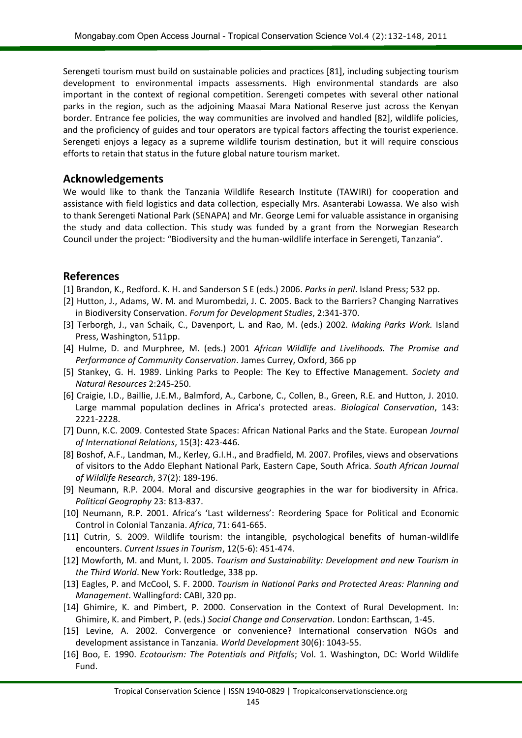Serengeti tourism must build on sustainable policies and practices [81], including subjecting tourism development to environmental impacts assessments. High environmental standards are also important in the context of regional competition. Serengeti competes with several other national parks in the region, such as the adjoining Maasai Mara National Reserve just across the Kenyan border. Entrance fee policies, the way communities are involved and handled [82], wildlife policies, and the proficiency of guides and tour operators are typical factors affecting the tourist experience. Serengeti enjoys a legacy as a supreme wildlife tourism destination, but it will require conscious efforts to retain that status in the future global nature tourism market.

## Acknowledgements

We would like to thank the Tanzania Wildlife Research Institute (TAWIRI) for cooperation and assistance with field logistics and data collection, especially Mrs. Asanterabi Lowassa. We also wish to thank Serengeti National Park (SENAPA) and Mr. George Lemi for valuable assistance in organising the study and data collection. This study was funded by a grant from the Norwegian Research Council under the project: "Biodiversity and the human-wildlife interface in Serengeti, Tanzania".

## References

[1] Brandon, K., Redford. K. H. and Sanderson S E (eds.) 2006. *Parks in peril*. Island Press; 532 pp.

[2] Hutton, J., Adams, W. M. and Murombedzi, J. C. 2005. Back to the Barriers? Changing Narratives in Biodiversity Conservation. *Forum for Development Studies*, 2:341-370.

[3] Terborgh, J., van Schaik, C., Davenport, L. and Rao, M. (eds.) 2002. *Making Parks Work.* Island Press, Washington, 511pp.

[4] Hulme, D. and Murphree, M. (eds.) 2001 *African Wildlife and Livelihoods. The Promise and Performance of Community Conservation*. James Currey, Oxford, 366 pp

[5] Stankey, G. H. 1989. Linking Parks to People: The Key to Effective Management. *Society and Natural Resources* 2:245-250.

[6] Craigie, I.D., Baillie, J.E.M., Balmford, A., Carbone, C., Collen, B., Green, R.E. and Hutton, J. 2010. Large mammal population declines in Africa's protected areas. *Biological Conservation*, 143: 2221-2228.

[7] Dunn, K.C. 2009. Contested State Spaces: African National Parks and the State. European *Journal of International Relations*, 15(3): 423-446.

[8] Boshof, A.F., Landman, M., Kerley, G.I.H., and Bradfield, M. 2007. Profiles, views and observations of visitors to the Addo Elephant National Park, Eastern Cape, South Africa. *South African Journal of Wildlife Research*, 37(2): 189-196.

[9] Neumann, R.P. 2004. Moral and discursive geographies in the war for biodiversity in Africa. *Political Geography* 23: 813-837.

[10] Neumann, R.P. 2001. Africa's 'Last wilderness': Reordering Space for Political and Economic Control in Colonial Tanzania. *Africa*, 71: 641-665.

[11] Cutrin, S. 2009. Wildlife tourism: the intangible, psychological benefits of human-wildlife encounters. *Current Issues in Tourism*, 12(5-6): 451-474.

[12] Mowforth, M. and Munt, I. 2005. *Tourism and Sustainability: Development and new Tourism in the Third World*. New York: Routledge, 338 pp.

[13] Eagles, P. and McCool, S. F. 2000. *Tourism in National Parks and Protected Areas: Planning and Management*. Wallingford: CABI, 320 pp.

[14] Ghimire, K. and Pimbert, P. 2000. Conservation in the Context of Rural Development. In: Ghimire, K. and Pimbert, P. (eds.) *Social Change and Conservation*. London: Earthscan, 1-45.

[15] Levine, A. 2002. Convergence or convenience? International conservation NGOs and development assistance in Tanzania. *World Development* 30(6): 1043-55.

[16] Boo, E. 1990. *Ecotourism: The Potentials and Pitfalls*; Vol. 1. Washington, DC: World Wildlife Fund.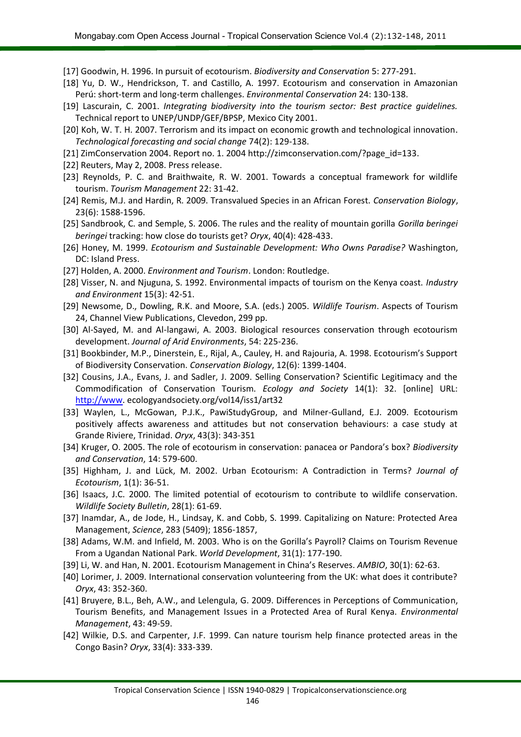[17] Goodwin, H. 1996. In pursuit of ecotourism. *Biodiversity and Conservation* 5: 277-291.

[18] Yu, D. W., Hendrickson, T. and Castillo, A. 1997. Ecotourism and conservation in Amazonian Perú: short-term and long-term challenges. *Environmental Conservation* 24: 130-138.

[19] Lascurain, C. 2001. *Integrating biodiversity into the tourism sector: Best practice guidelines.* Technical report to UNEP/UNDP/GEF/BPSP, Mexico City 2001.

[20] Koh, W. T. H. 2007. Terrorism and its impact on economic growth and technological innovation. *Technological forecasting and social change* 74(2): 129-138.

[21] ZimConservation 2004. Report no. 1. 2004 http://zimconservation.com/?page_id=133.

[22] Reuters, May 2, 2008. Press release.

[23] Reynolds, P. C. and Braithwaite, R. W. 2001. Towards a conceptual framework for wildlife tourism. *Tourism Management* 22: 31-42.

[24] Remis, M.J. and Hardin, R. 2009. Transvalued Species in an African Forest. *Conservation Biology*, 23(6): 1588-1596.

[25] Sandbrook, C. and Semple, S. 2006. The rules and the reality of mountain gorilla *Gorilla beringei beringei* tracking: how close do tourists get? *Oryx*, 40(4): 428-433.

[26] Honey, M. 1999. *Ecotourism and Sustainable Development: Who Owns Paradise?* Washington, DC: Island Press.

[27] Holden, A. 2000. *Environment and Tourism*. London: Routledge.

[28] Visser, N. and Njuguna, S. 1992. Environmental impacts of tourism on the Kenya coast. *Industry and Environment* 15(3): 42-51.

[29] Newsome, D., Dowling, R.K. and Moore, S.A. (eds.) 2005. *Wildlife Tourism*. Aspects of Tourism 24, Channel View Publications, Clevedon, 299 pp.

[30] Al-Sayed, M. and Al-langawi, A. 2003. Biological resources conservation through ecotourism development. *Journal of Arid Environments*, 54: 225-236.

[31] Bookbinder, M.P., Dinerstein, E., Rijal, A., Cauley, H. and Rajouria, A. 1998. Ecotourism's Support of Biodiversity Conservation. *Conservation Biology*, 12(6): 1399-1404.

[32] Cousins, J.A., Evans, J. and Sadler, J. 2009. Selling Conservation? Scientific Legitimacy and the Commodification of Conservation Tourism. *Ecology and Society* 14(1): 32. [online] URL: http://www. ecologyandsociety.org/vol14/iss1/art32

[33] Waylen, L., McGowan, P.J.K., PawiStudyGroup, and Milner-Gulland, E.J. 2009. Ecotourism positively affects awareness and attitudes but not conservation behaviours: a case study at Grande Riviere, Trinidad. *Oryx*, 43(3): 343-351

[34] Kruger, O. 2005. The role of ecotourism in conservation: panacea or Pandora's box? *Biodiversity and Conservation*, 14: 579-600.

[35] Highham, J. and Lück, M. 2002. Urban Ecotourism: A Contradiction in Terms? *Journal of Ecotourism*, 1(1): 36-51.

[36] Isaacs, J.C. 2000. The limited potential of ecotourism to contribute to wildlife conservation. *Wildlife Society Bulletin*, 28(1): 61-69.

[37] Inamdar, A., de Jode, H., Lindsay, K. and Cobb, S. 1999. Capitalizing on Nature: Protected Area Management, *Science*, 283 (5409); 1856-1857,

[38] Adams, W.M. and Infield, M. 2003. Who is on the Gorilla's Payroll? Claims on Tourism Revenue From a Ugandan National Park. *World Development*, 31(1): 177-190.

[39] Li, W. and Han, N. 2001. Ecotourism Management in China's Reserves. *AMBIO*, 30(1): 62-63.

[40] Lorimer, J. 2009. International conservation volunteering from the UK: what does it contribute? *Oryx*, 43: 352-360.

[41] Bruyere, B.L., Beh, A.W., and Lelengula, G. 2009. Differences in Perceptions of Communication, Tourism Benefits, and Management Issues in a Protected Area of Rural Kenya. *Environmental Management*, 43: 49-59.

[42] Wilkie, D.S. and Carpenter, J.F. 1999. Can nature tourism help finance protected areas in the Congo Basin? *Oryx*, 33(4): 333-339.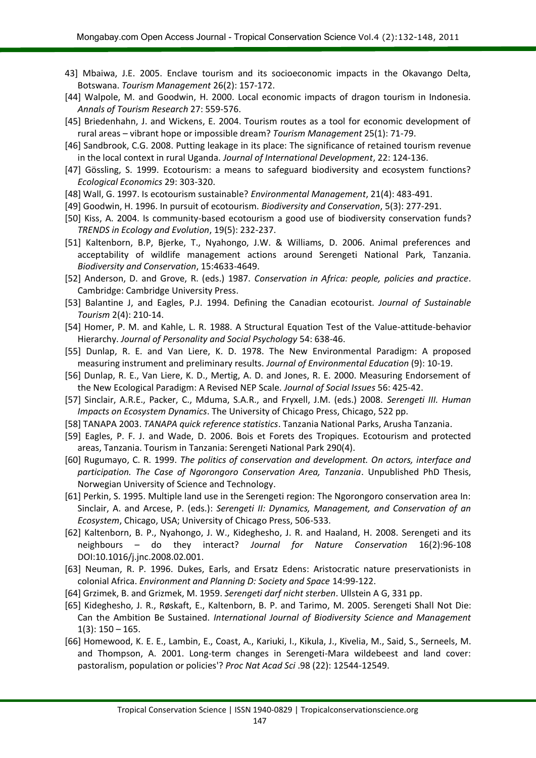43] Mbaiwa, J.E. 2005. Enclave tourism and its socioeconomic impacts in the Okavango Delta, Botswana. *Tourism Management* 26(2): 157-172.

[44] Walpole, M. and Goodwin, H. 2000. Local economic impacts of dragon tourism in Indonesia. *Annals of Tourism Research* 27: 559-576.

[45] Briedenhahn, J. and Wickens, E. 2004. Tourism routes as a tool for economic development of rural areas – vibrant hope or impossible dream? *Tourism Management* 25(1): 71-79.

[46] Sandbrook, C.G. 2008. Putting leakage in its place: The significance of retained tourism revenue in the local context in rural Uganda. *Journal of International Development*, 22: 124-136.

[47] Gössling, S. 1999. Ecotourism: a means to safeguard biodiversity and ecosystem functions? *Ecological Economics* 29: 303-320.

[48] Wall, G. 1997. Is ecotourism sustainable? *Environmental Management*, 21(4): 483-491.

[49] Goodwin, H. 1996. In pursuit of ecotourism. *Biodiversity and Conservation*, 5(3): 277-291.

[50] Kiss, A. 2004. Is community-based ecotourism a good use of biodiversity conservation funds? *TRENDS in Ecology and Evolution*, 19(5): 232-237.

[51] Kaltenborn, B.P, Bjerke, T., Nyahongo, J.W. & Williams, D. 2006. Animal preferences and acceptability of wildlife management actions around Serengeti National Park, Tanzania. *Biodiversity and Conservation*, 15:4633-4649.

[52] Anderson, D. and Grove, R. (eds.) 1987. *Conservation in Africa: people, policies and practice*. Cambridge: Cambridge University Press.

[53] Balantine J, and Eagles, P.J. 1994. Defining the Canadian ecotourist. *Journal of Sustainable Tourism* 2(4): 210-14.

[54] Homer, P. M. and Kahle, L. R. 1988. A Structural Equation Test of the Value-attitude-behavior Hierarchy. *Journal of Personality and Social Psychology* 54: 638-46.

[55] Dunlap, R. E. and Van Liere, K. D. 1978. The New Environmental Paradigm: A proposed measuring instrument and preliminary results. *Journal of Environmental Education* (9): 10-19.

[56] Dunlap, R. E., Van Liere, K. D., Mertig, A. D. and Jones, R. E. 2000. Measuring Endorsement of the New Ecological Paradigm: A Revised NEP Scale. *Journal of Social Issues* 56: 425-42.

[57] Sinclair, A.R.E., Packer, C., Mduma, S.A.R., and Fryxell, J.M. (eds.) 2008. *Serengeti III. Human Impacts on Ecosystem Dynamics*. The University of Chicago Press, Chicago, 522 pp.

[58] TANAPA 2003. *TANAPA quick reference statistics*. Tanzania National Parks, Arusha Tanzania.

[59] Eagles, P. F. J. and Wade, D. 2006. Bois et Forets des Tropiques. Ecotourism and protected areas, Tanzania. Tourism in Tanzania: Serengeti National Park 290(4).

[60] Rugumayo, C. R. 1999. *The politics of conservation and development. On actors, interface and participation. The Case of Ngorongoro Conservation Area, Tanzania*. Unpublished PhD Thesis, Norwegian University of Science and Technology.

[61] Perkin, S. 1995. Multiple land use in the Serengeti region: The Ngorongoro conservation area In: Sinclair, A. and Arcese, P. (eds.): *Serengeti II: Dynamics, Management, and Conservation of an Ecosystem*, Chicago, USA; University of Chicago Press, 506-533.

[62] Kaltenborn, B. P., Nyahongo, J. W., Kideghesho, J. R. and Haaland, H. 2008. Serengeti and its neighbours – do they interact? *Journal for Nature Conservation* 16(2):96-108 DOI:10.1016/j.jnc.2008.02.001.

[63] Neuman, R. P. 1996. Dukes, Earls, and Ersatz Edens: Aristocratic nature preservationists in colonial Africa. *Environment and Planning D: Society and Space* 14:99-122.

[64] Grzimek, B. and Grizmek, M. 1959. *Serengeti darf nicht sterben*. Ullstein A G, 331 pp.

[65] Kideghesho, J. R., Røskaft, E., Kaltenborn, B. P. and Tarimo, M. 2005. Serengeti Shall Not Die: Can the Ambition Be Sustained. *International Journal of Biodiversity Science and Management* 1(3): 150 – 165.

[66] Homewood, K. E. E., Lambin, E., Coast, A., Kariuki, I., Kikula, J., Kivelia, M., Said, S., Serneels, M. and Thompson, A. 2001. Long-term changes in Serengeti-Mara wildebeest and land cover: pastoralism, population or policies'? *Proc Nat Acad Sci* .98 (22): 12544-12549.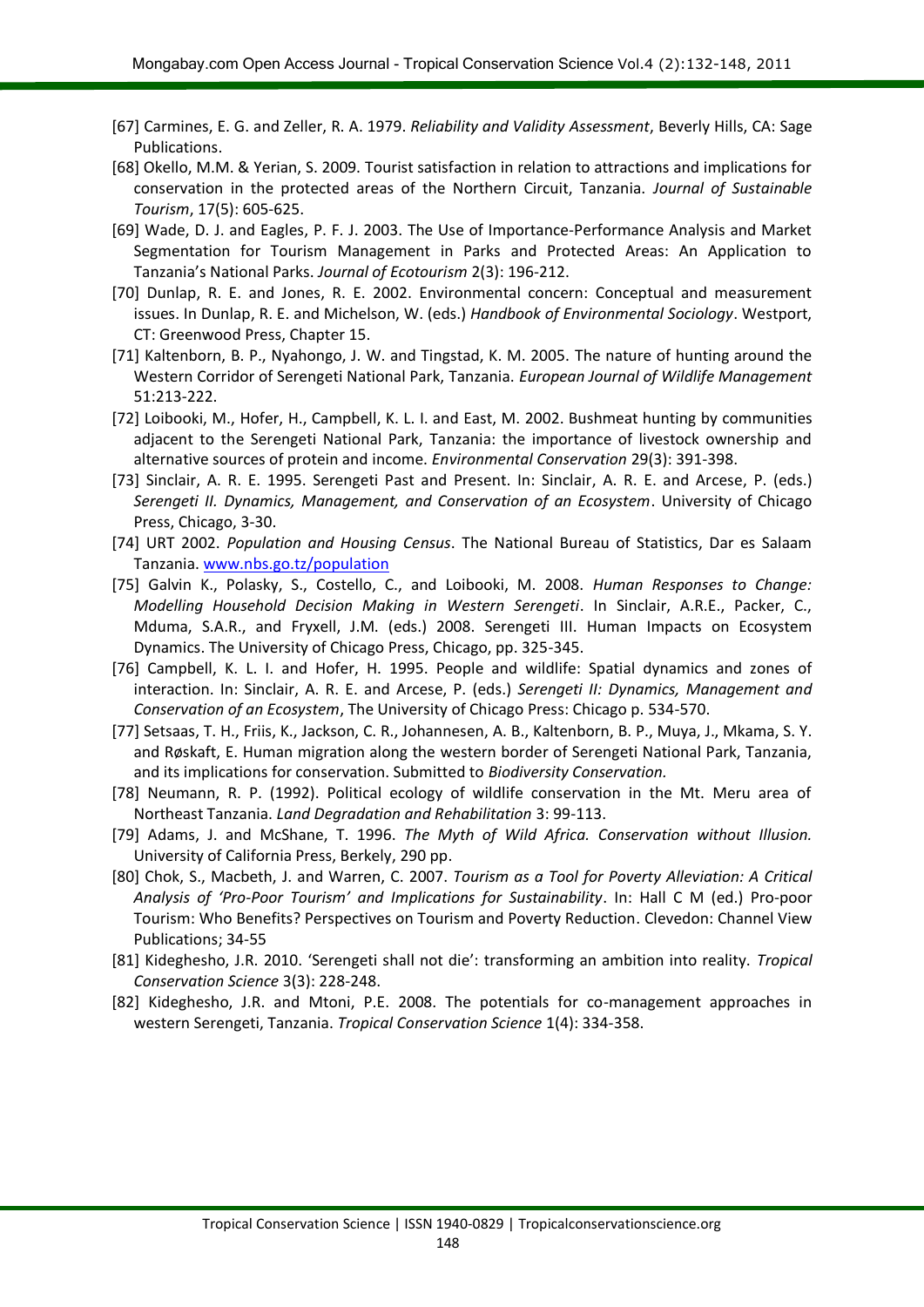[67] Carmines, E. G. and Zeller, R. A. 1979. *Reliability and Validity Assessment*, Beverly Hills, CA: Sage Publications.

[68] Okello, M.M. & Yerian, S. 2009. Tourist satisfaction in relation to attractions and implications for conservation in the protected areas of the Northern Circuit, Tanzania. *Journal of Sustainable Tourism*, 17(5): 605-625.

[69] Wade, D. J. and Eagles, P. F. J. 2003. The Use of Importance-Performance Analysis and Market Segmentation for Tourism Management in Parks and Protected Areas: An Application to Tanzania's National Parks. *Journal of Ecotourism* 2(3): 196-212.

[70] Dunlap, R. E. and Jones, R. E. 2002. Environmental concern: Conceptual and measurement issues. In Dunlap, R. E. and Michelson, W. (eds.) *Handbook of Environmental Sociology*. Westport, CT: Greenwood Press, Chapter 15.

[71] Kaltenborn, B. P., Nyahongo, J. W. and Tingstad, K. M. 2005. The nature of hunting around the Western Corridor of Serengeti National Park, Tanzania. *European Journal of Wildlife Management* 51:213-222.

[72] Loibooki, M., Hofer, H., Campbell, K. L. I. and East, M. 2002. Bushmeat hunting by communities adjacent to the Serengeti National Park, Tanzania: the importance of livestock ownership and alternative sources of protein and income. *Environmental Conservation* 29(3): 391-398.

[73] Sinclair, A. R. E. 1995. Serengeti Past and Present. In: Sinclair, A. R. E. and Arcese, P. (eds.) *Serengeti II. Dynamics, Management, and Conservation of an Ecosystem*. University of Chicago Press, Chicago, 3-30.

[74] URT 2002. *Population and Housing Census*. The National Bureau of Statistics, Dar es Salaam Tanzania. www.nbs.go.tz/population

[75] Galvin K., Polasky, S., Costello, C., and Loibooki, M. 2008. *Human Responses to Change: Modelling Household Decision Making in Western Serengeti*. In Sinclair, A.R.E., Packer, C., Mduma, S.A.R., and Fryxell, J.M. (eds.) 2008. Serengeti III. Human Impacts on Ecosystem Dynamics. The University of Chicago Press, Chicago, pp. 325-345.

[76] Campbell, K. L. I. and Hofer, H. 1995. People and wildlife: Spatial dynamics and zones of interaction. In: Sinclair, A. R. E. and Arcese, P. (eds.) *Serengeti II: Dynamics, Management and Conservation of an Ecosystem*, The University of Chicago Press: Chicago p. 534-570.

[77] Setsaas, T. H., Friis, K., Jackson, C. R., Johannesen, A. B., Kaltenborn, B. P., Muya, J., Mkama, S. Y. and Røskaft, E. Human migration along the western border of Serengeti National Park, Tanzania, and its implications for conservation. Submitted to *Biodiversity Conservation.*

[78] Neumann, R. P. (1992). Political ecology of wildlife conservation in the Mt. Meru area of Northeast Tanzania. *Land Degradation and Rehabilitation* 3: 99-113.

[79] Adams, J. and McShane, T. 1996. *The Myth of Wild Africa. Conservation without Illusion.* University of California Press, Berkely, 290 pp.

[80] Chok, S., Macbeth, J. and Warren, C. 2007. *Tourism as a Tool for Poverty Alleviation: A Critical Analysis of 'Pro-Poor Tourism' and Implications for Sustainability*. In: Hall C M (ed.) Pro-poor Tourism: Who Benefits? Perspectives on Tourism and Poverty Reduction. Clevedon: Channel View Publications; 34-55

[81] Kideghesho, J.R. 2010. 'Serengeti shall not die': transforming an ambition into reality. *Tropical Conservation Science* 3(3): 228-248.

[82] Kideghesho, J.R. and Mtoni, P.E. 2008. The potentials for co-management approaches in western Serengeti, Tanzania. *Tropical Conservation Science* 1(4): 334-358.